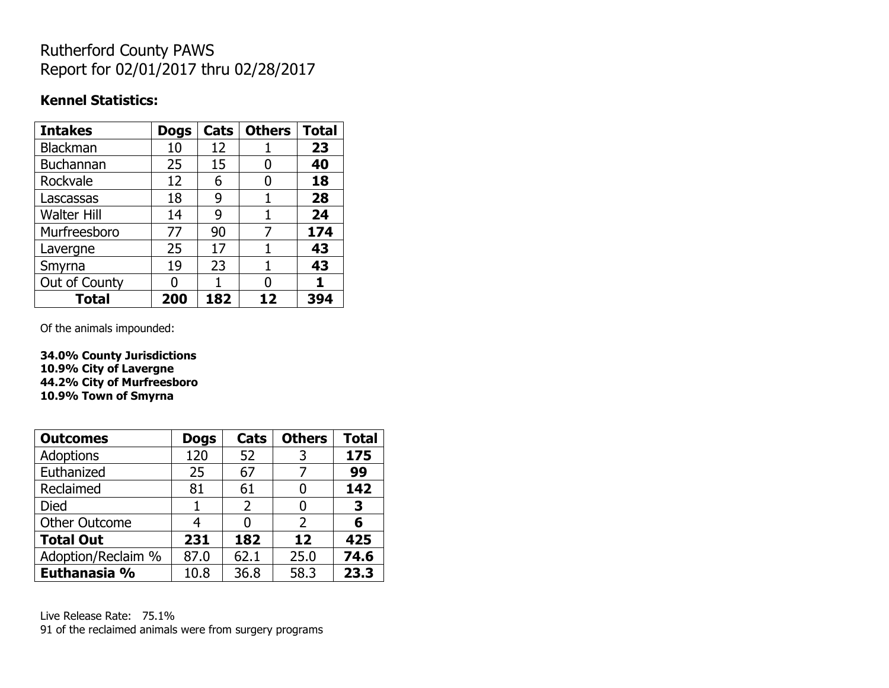# Rutherford County PAWS
# Report for 02/01/2017 thru 02/28/2017

**Kennel Statistics:**

| **Intakes** | **Dogs** | **Cats** | **Others** | **Total** |
|---|---|---|---|---|
| Blackman | 10 | 12 | 1 | **23** |
| Buchannan | 25 | 15 | 0 | **40** |
| Rockvale | 12 | 6 | 0 | **18** |
| Lascassas | 18 | 9 | 1 | **28** |
| Walter Hill | 14 | 9 | 1 | **24** |
| Murfreesboro | 77 | 90 | 7 | **174** |
| Lavergne | 25 | 17 | 1 | **43** |
| Smyrna | 19 | 23 | 1 | **43** |
| Out of County | 0 | 1 | 0 | **1** |
| **Total** | **200** | **182** | **12** | **394** |

Of the animals impounded:

**34.0% County Jurisdictions**
**10.9% City of Lavergne**
**44.2% City of Murfreesboro**
**10.9% Town of Smyrna**

| **Outcomes** | **Dogs** | **Cats** | **Others** | **Total** |
|---|---|---|---|---|
| Adoptions | 120 | 52 | 3 | **175** |
| Euthanized | 25 | 67 | 7 | **99** |
| Reclaimed | 81 | 61 | 0 | **142** |
| Died | 1 | 2 | 0 | **3** |
| Other Outcome | 4 | 0 | 2 | **6** |
| **Total Out** | **231** | **182** | **12** | **425** |
| Adoption/Reclaim % | 87.0 | 62.1 | 25.0 | **74.6** |
| **Euthanasia %** | 10.8 | 36.8 | 58.3 | **23.3** |

Live Release Rate: 75.1%
91 of the reclaimed animals were from surgery programs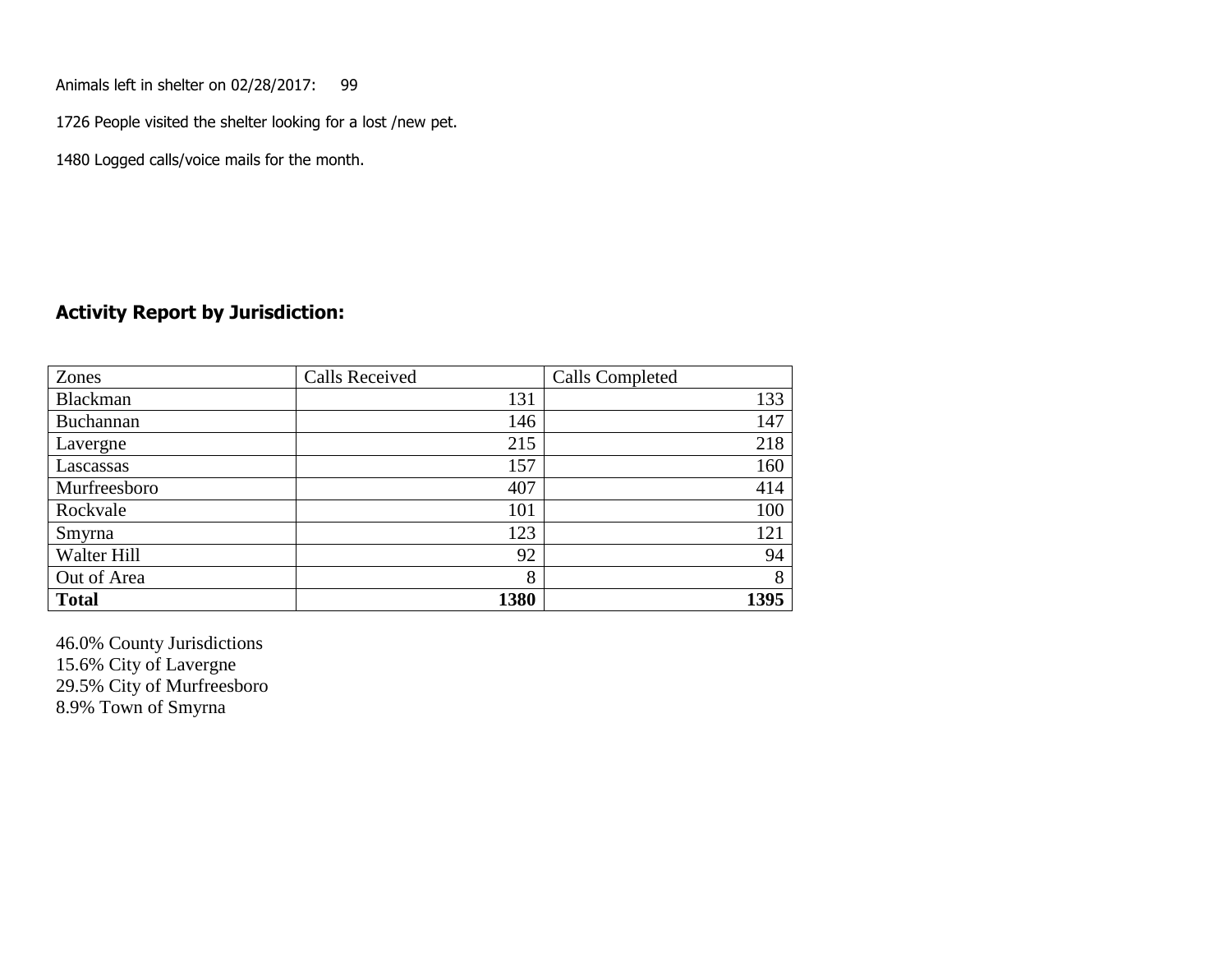Animals left in shelter on 02/28/2017: 99

1726 People visited the shelter looking for a lost /new pet.

1480 Logged calls/voice mails for the month.

## Activity Report by Jurisdiction:

| Zones | Calls Received | Calls Completed |
|---|---|---|
| Blackman | 131 | 133 |
| Buchannan | 146 | 147 |
| Lavergne | 215 | 218 |
| Lascassas | 157 | 160 |
| Murfreesboro | 407 | 414 |
| Rockvale | 101 | 100 |
| Smyrna | 123 | 121 |
| Walter Hill | 92 | 94 |
| Out of Area | 8 | 8 |
| **Total** | **1380** | **1395** |

46.0% County Jurisdictions
15.6% City of Lavergne
29.5% City of Murfreesboro
8.9% Town of Smyrna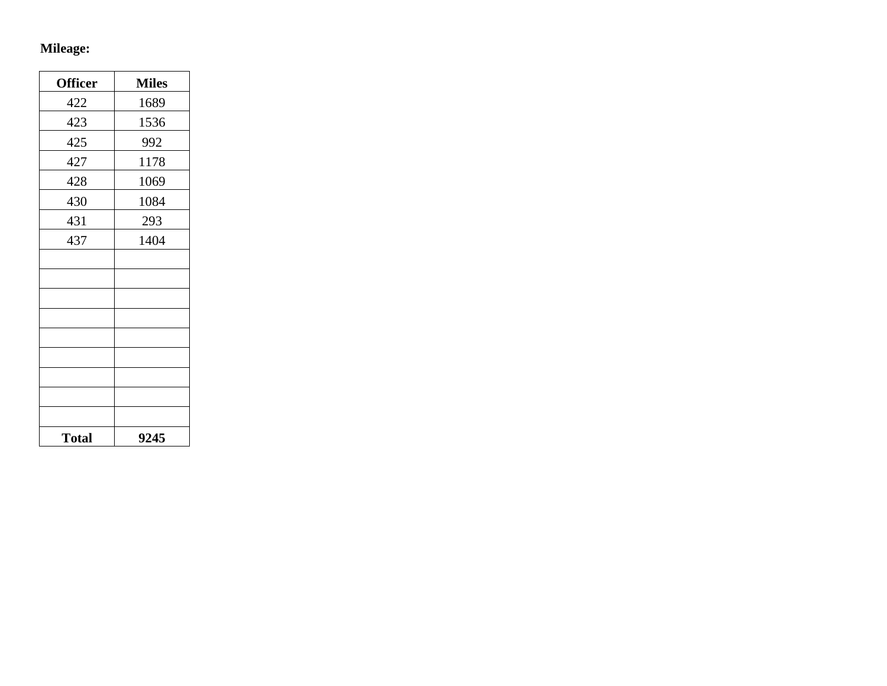**Mileage:**

| Officer | Miles |
|---|---|
| 422 | 1689 |
| 423 | 1536 |
| 425 | 992 |
| 427 | 1178 |
| 428 | 1069 |
| 430 | 1084 |
| 431 | 293 |
| 437 | 1404 |
| | |
| | |
| | |
| | |
| | |
| | |
| | |
| | |
| | |
| **Total** | **9245** |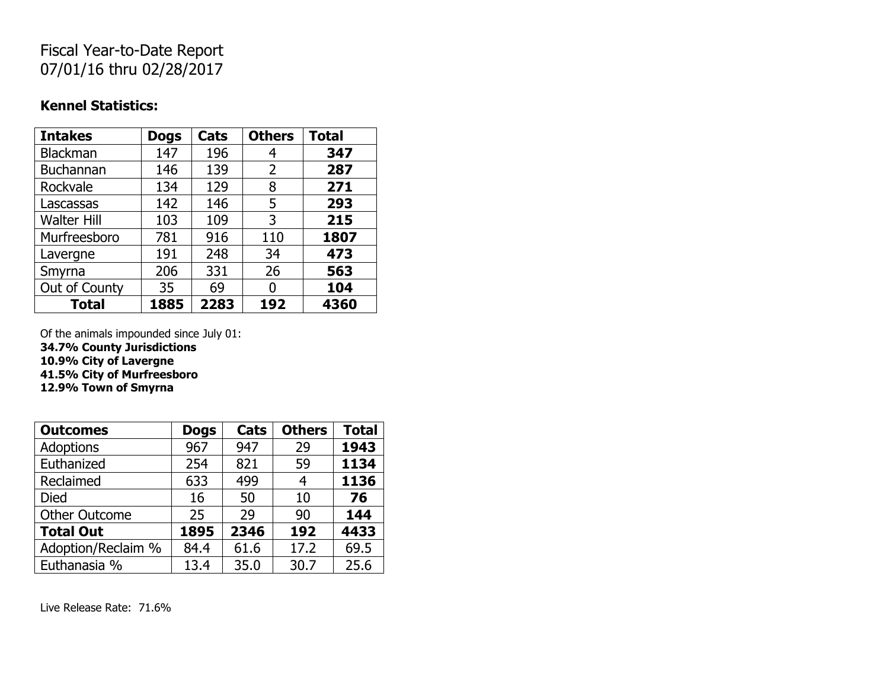# Fiscal Year-to-Date Report
# 07/01/16 thru 02/28/2017

### Kennel Statistics:

| Intakes | Dogs | Cats | Others | Total |
|---|---|---|---|---|
| Blackman | 147 | 196 | 4 | **347** |
| Buchannan | 146 | 139 | 2 | **287** |
| Rockvale | 134 | 129 | 8 | **271** |
| Lascassas | 142 | 146 | 5 | **293** |
| Walter Hill | 103 | 109 | 3 | **215** |
| Murfreesboro | 781 | 916 | 110 | **1807** |
| Lavergne | 191 | 248 | 34 | **473** |
| Smyrna | 206 | 331 | 26 | **563** |
| Out of County | 35 | 69 | 0 | **104** |
| **Total** | **1885** | **2283** | **192** | **4360** |

Of the animals impounded since July 01:
**34.7% County Jurisdictions**
**10.9% City of Lavergne**
**41.5% City of Murfreesboro**
**12.9% Town of Smyrna**

| Outcomes | Dogs | Cats | Others | Total |
|---|---|---|---|---|
| Adoptions | 967 | 947 | 29 | **1943** |
| Euthanized | 254 | 821 | 59 | **1134** |
| Reclaimed | 633 | 499 | 4 | **1136** |
| Died | 16 | 50 | 10 | **76** |
| Other Outcome | 25 | 29 | 90 | **144** |
| **Total Out** | **1895** | **2346** | **192** | **4433** |
| Adoption/Reclaim % | 84.4 | 61.6 | 17.2 | 69.5 |
| Euthanasia % | 13.4 | 35.0 | 30.7 | 25.6 |

Live Release Rate: 71.6%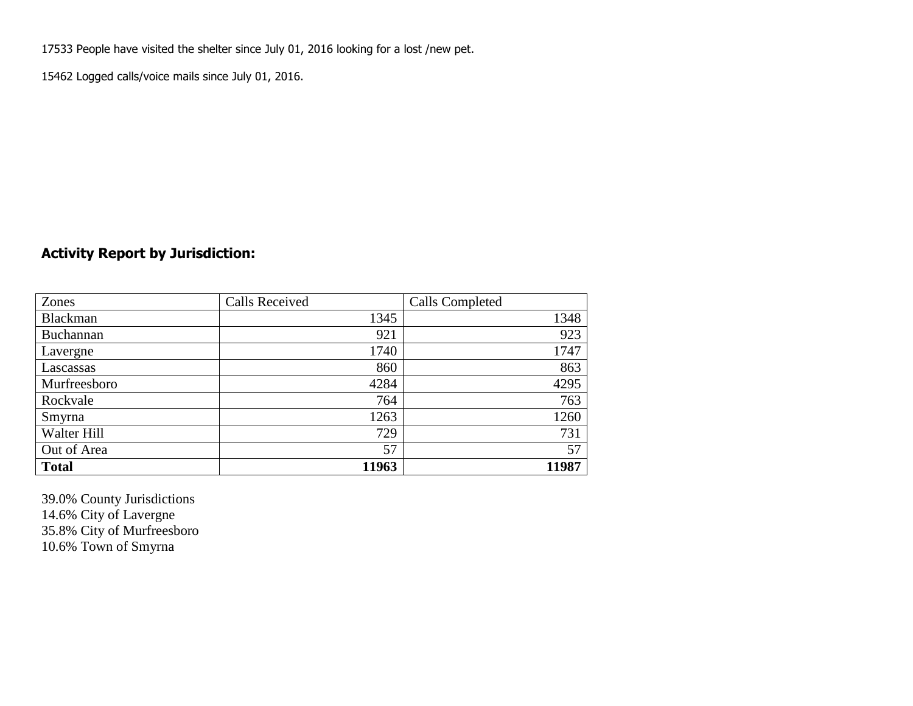17533 People have visited the shelter since July 01, 2016 looking for a lost /new pet.

15462 Logged calls/voice mails since July 01, 2016.

## Activity Report by Jurisdiction:

| Zones | Calls Received | Calls Completed |
|---|---|---|
| Blackman | 1345 | 1348 |
| Buchannan | 921 | 923 |
| Lavergne | 1740 | 1747 |
| Lascassas | 860 | 863 |
| Murfreesboro | 4284 | 4295 |
| Rockvale | 764 | 763 |
| Smyrna | 1263 | 1260 |
| Walter Hill | 729 | 731 |
| Out of Area | 57 | 57 |
| **Total** | **11963** | **11987** |

39.0% County Jurisdictions
14.6% City of Lavergne
35.8% City of Murfreesboro
10.6% Town of Smyrna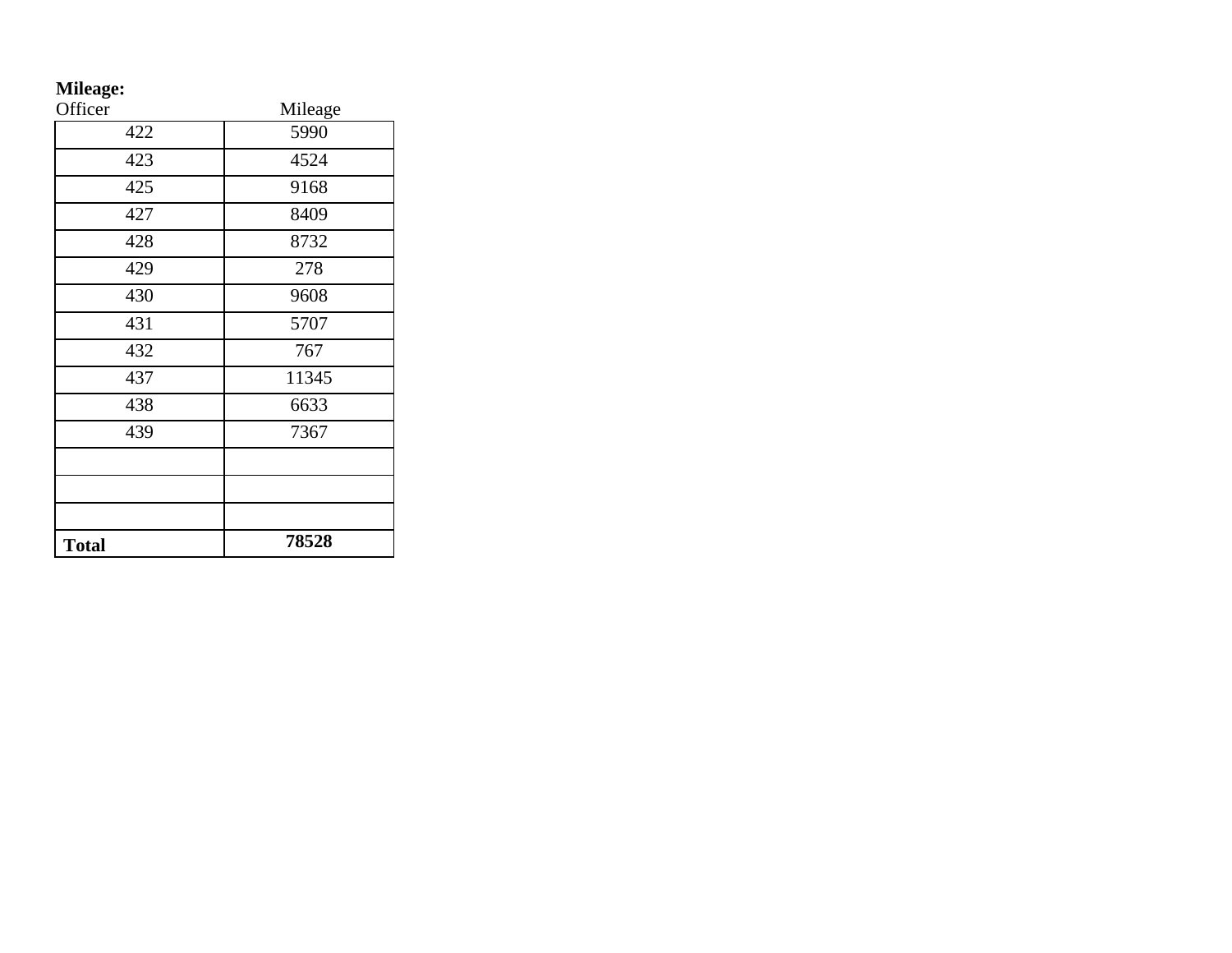**Mileage:**

| Officer | Mileage |
|---|---|
| 422 | 5990 |
| 423 | 4524 |
| 425 | 9168 |
| 427 | 8409 |
| 428 | 8732 |
| 429 | 278 |
| 430 | 9608 |
| 431 | 5707 |
| 432 | 767 |
| 437 | 11345 |
| 438 | 6633 |
| 439 | 7367 |
| | |
| | |
| | |
| **Total** | **78528** |